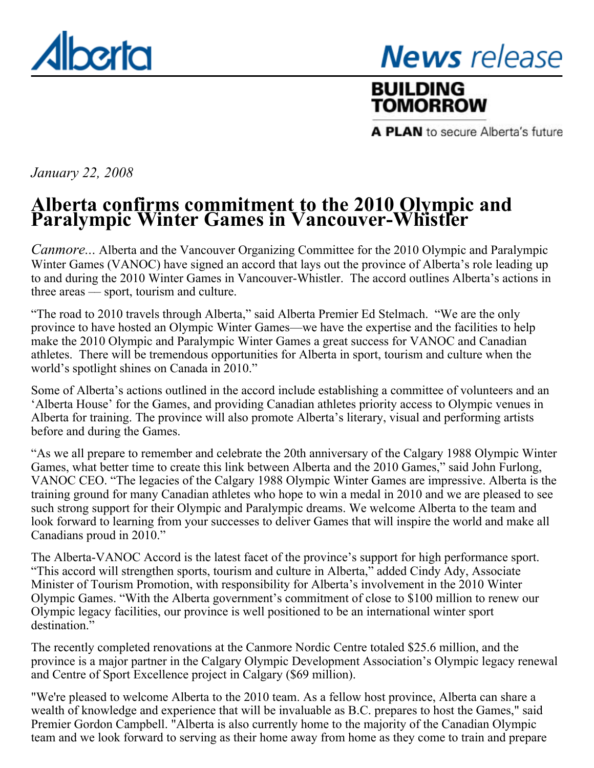Alberta

News release

BUILDING TOMORROW

A PLAN to secure Alberta's future

*January 22, 2008*

# Alberta confirms commitment to the 2010 Olympic and Paralympic Winter Games in Vancouver-Whistler

*Canmore...* Alberta and the Vancouver Organizing Committee for the 2010 Olympic and Paralympic Winter Games (VANOC) have signed an accord that lays out the province of Alberta's role leading up to and during the 2010 Winter Games in Vancouver-Whistler. The accord outlines Alberta's actions in three areas — sport, tourism and culture.

"The road to 2010 travels through Alberta," said Alberta Premier Ed Stelmach. "We are the only province to have hosted an Olympic Winter Games—we have the expertise and the facilities to help make the 2010 Olympic and Paralympic Winter Games a great success for VANOC and Canadian athletes. There will be tremendous opportunities for Alberta in sport, tourism and culture when the world's spotlight shines on Canada in 2010."

Some of Alberta's actions outlined in the accord include establishing a committee of volunteers and an 'Alberta House' for the Games, and providing Canadian athletes priority access to Olympic venues in Alberta for training. The province will also promote Alberta's literary, visual and performing artists before and during the Games.

"As we all prepare to remember and celebrate the 20th anniversary of the Calgary 1988 Olympic Winter Games, what better time to create this link between Alberta and the 2010 Games," said John Furlong, VANOC CEO. "The legacies of the Calgary 1988 Olympic Winter Games are impressive. Alberta is the training ground for many Canadian athletes who hope to win a medal in 2010 and we are pleased to see such strong support for their Olympic and Paralympic dreams. We welcome Alberta to the team and look forward to learning from your successes to deliver Games that will inspire the world and make all Canadians proud in 2010."

The Alberta-VANOC Accord is the latest facet of the province's support for high performance sport. "This accord will strengthen sports, tourism and culture in Alberta," added Cindy Ady, Associate Minister of Tourism Promotion, with responsibility for Alberta's involvement in the 2010 Winter Olympic Games. "With the Alberta government's commitment of close to $100 million to renew our Olympic legacy facilities, our province is well positioned to be an international winter sport destination."

The recently completed renovations at the Canmore Nordic Centre totaled $25.6 million, and the province is a major partner in the Calgary Olympic Development Association's Olympic legacy renewal and Centre of Sport Excellence project in Calgary ($69 million).

"We're pleased to welcome Alberta to the 2010 team. As a fellow host province, Alberta can share a wealth of knowledge and experience that will be invaluable as B.C. prepares to host the Games," said Premier Gordon Campbell. "Alberta is also currently home to the majority of the Canadian Olympic team and we look forward to serving as their home away from home as they come to train and prepare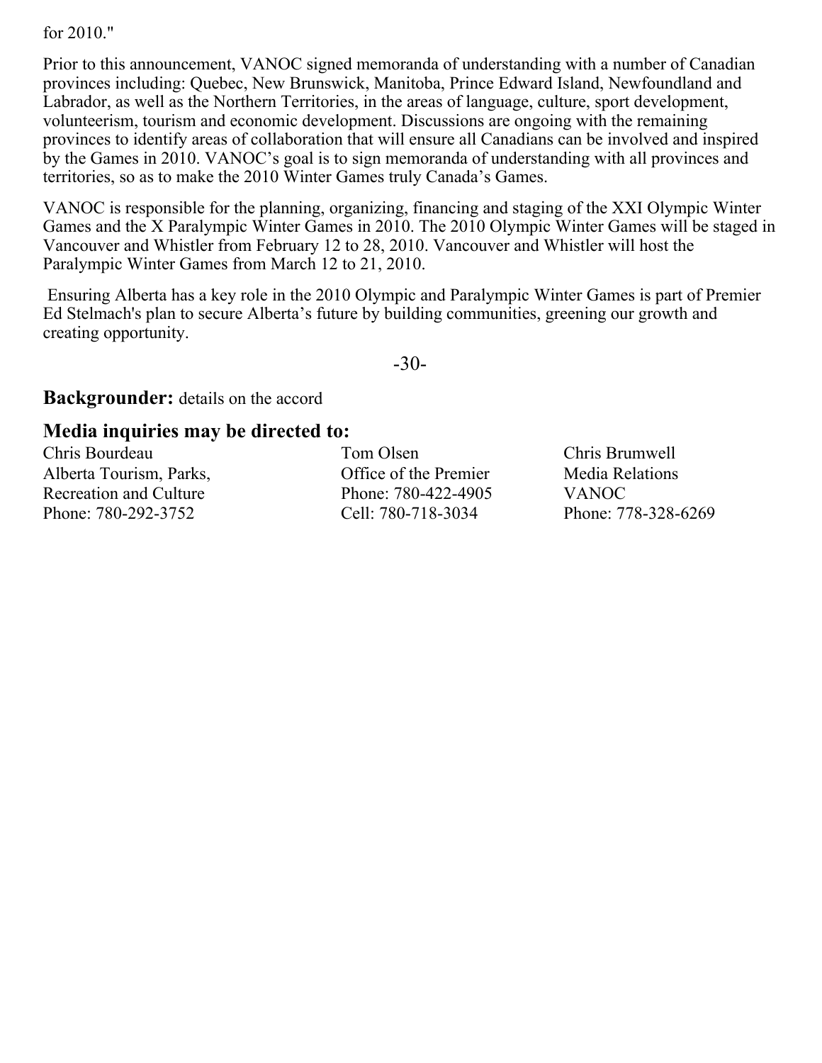for 2010."

Prior to this announcement, VANOC signed memoranda of understanding with a number of Canadian provinces including: Quebec, New Brunswick, Manitoba, Prince Edward Island, Newfoundland and Labrador, as well as the Northern Territories, in the areas of language, culture, sport development, volunteerism, tourism and economic development. Discussions are ongoing with the remaining provinces to identify areas of collaboration that will ensure all Canadians can be involved and inspired by the Games in 2010. VANOC's goal is to sign memoranda of understanding with all provinces and territories, so as to make the 2010 Winter Games truly Canada's Games.

VANOC is responsible for the planning, organizing, financing and staging of the XXI Olympic Winter Games and the X Paralympic Winter Games in 2010. The 2010 Olympic Winter Games will be staged in Vancouver and Whistler from February 12 to 28, 2010. Vancouver and Whistler will host the Paralympic Winter Games from March 12 to 21, 2010.

Ensuring Alberta has a key role in the 2010 Olympic and Paralympic Winter Games is part of Premier Ed Stelmach's plan to secure Alberta's future by building communities, greening our growth and creating opportunity.

-30-

**Backgrounder:** details on the accord

**Media inquiries may be directed to:**

Chris Bourdeau
Alberta Tourism, Parks, Recreation and Culture
Phone: 780-292-3752

Tom Olsen
Office of the Premier
Phone: 780-422-4905
Cell: 780-718-3034

Chris Brumwell
Media Relations
VANOC
Phone: 778-328-6269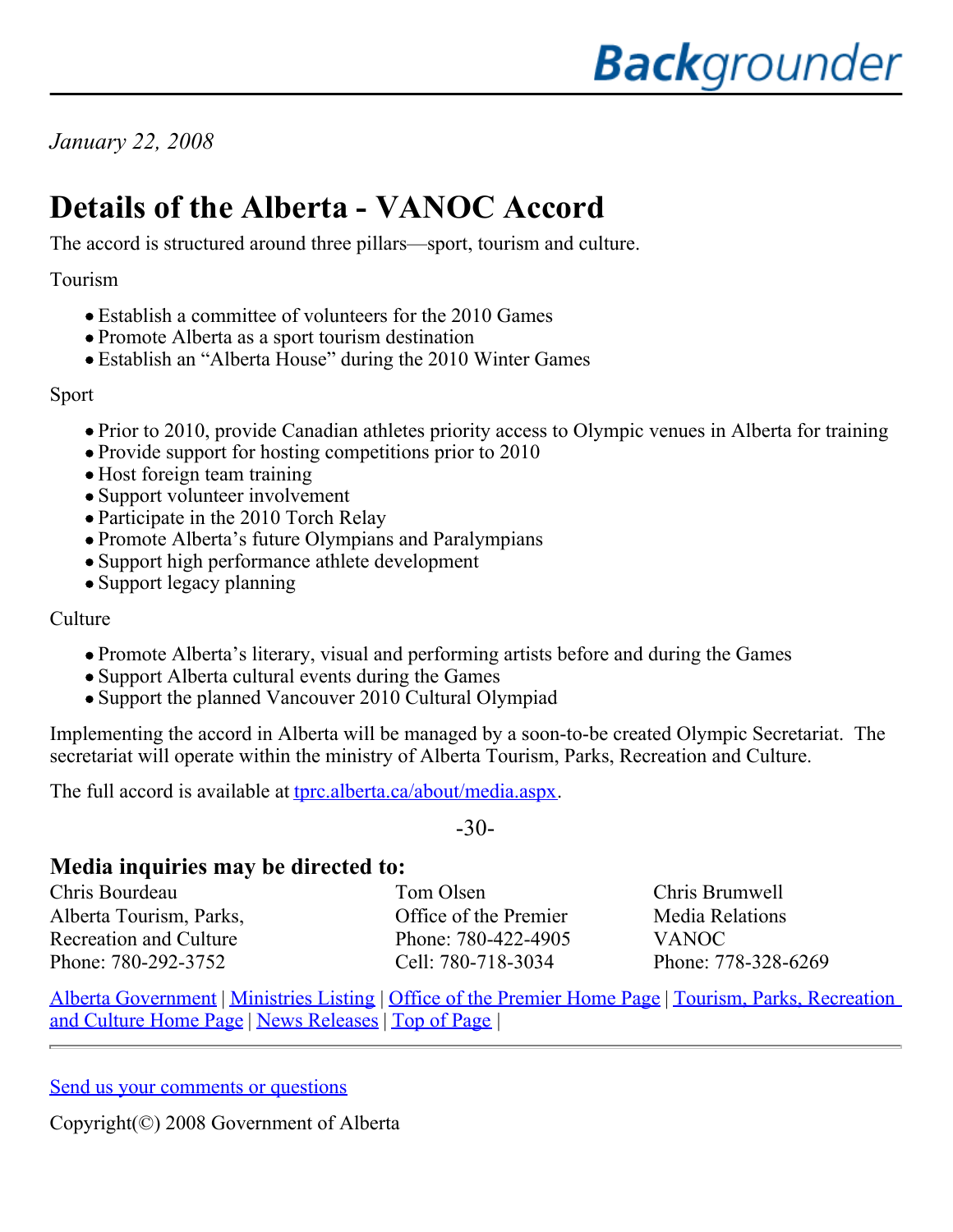# Backgrounder

*January 22, 2008*

# Details of the Alberta - VANOC Accord

The accord is structured around three pillars—sport, tourism and culture.

Tourism

- Establish a committee of volunteers for the 2010 Games
- Promote Alberta as a sport tourism destination
- Establish an "Alberta House" during the 2010 Winter Games

Sport

- Prior to 2010, provide Canadian athletes priority access to Olympic venues in Alberta for training
- Provide support for hosting competitions prior to 2010
- Host foreign team training
- Support volunteer involvement
- Participate in the 2010 Torch Relay
- Promote Alberta's future Olympians and Paralympians
- Support high performance athlete development
- Support legacy planning

Culture

- Promote Alberta's literary, visual and performing artists before and during the Games
- Support Alberta cultural events during the Games
- Support the planned Vancouver 2010 Cultural Olympiad

Implementing the accord in Alberta will be managed by a soon-to-be created Olympic Secretariat. The secretariat will operate within the ministry of Alberta Tourism, Parks, Recreation and Culture.

The full accord is available at tprc.alberta.ca/about/media.aspx.

-30-

## Media inquiries may be directed to:

Chris Bourdeau
Alberta Tourism, Parks, Recreation and Culture
Phone: 780-292-3752

Tom Olsen
Office of the Premier
Phone: 780-422-4905
Cell: 780-718-3034

Chris Brumwell
Media Relations
VANOC
Phone: 778-328-6269

Alberta Government | Ministries Listing | Office of the Premier Home Page | Tourism, Parks, Recreation and Culture Home Page | News Releases | Top of Page |

Send us your comments or questions

Copyright(©) 2008 Government of Alberta